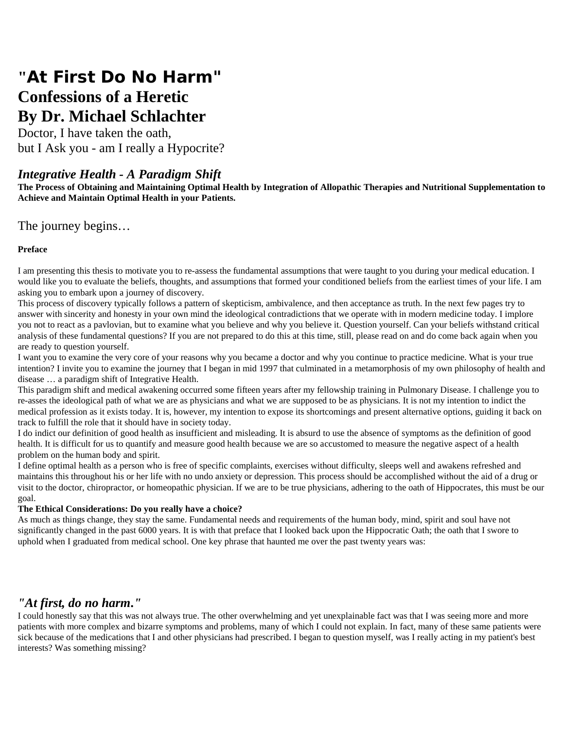# "At First Do No Harm"
# Confessions of a Heretic
# By Dr. Michael Schlachter

Doctor, I have taken the oath,
but I Ask you - am I really a Hypocrite?

## *Integrative Health - A Paradigm Shift*

**The Process of Obtaining and Maintaining Optimal Health by Integration of Allopathic Therapies and Nutritional Supplementation to Achieve and Maintain Optimal Health in your Patients.**

The journey begins…

**Preface**

I am presenting this thesis to motivate you to re-assess the fundamental assumptions that were taught to you during your medical education. I would like you to evaluate the beliefs, thoughts, and assumptions that formed your conditioned beliefs from the earliest times of your life. I am asking you to embark upon a journey of discovery.

This process of discovery typically follows a pattern of skepticism, ambivalence, and then acceptance as truth. In the next few pages try to answer with sincerity and honesty in your own mind the ideological contradictions that we operate with in modern medicine today. I implore you not to react as a pavlovian, but to examine what you believe and why you believe it. Question yourself. Can your beliefs withstand critical analysis of these fundamental questions? If you are not prepared to do this at this time, still, please read on and do come back again when you are ready to question yourself.

I want you to examine the very core of your reasons why you became a doctor and why you continue to practice medicine. What is your true intention? I invite you to examine the journey that I began in mid 1997 that culminated in a metamorphosis of my own philosophy of health and disease … a paradigm shift of Integrative Health.

This paradigm shift and medical awakening occurred some fifteen years after my fellowship training in Pulmonary Disease. I challenge you to re-asses the ideological path of what we are as physicians and what we are supposed to be as physicians. It is not my intention to indict the medical profession as it exists today. It is, however, my intention to expose its shortcomings and present alternative options, guiding it back on track to fulfill the role that it should have in society today.

I do indict our definition of good health as insufficient and misleading. It is absurd to use the absence of symptoms as the definition of good health. It is difficult for us to quantify and measure good health because we are so accustomed to measure the negative aspect of a health problem on the human body and spirit.

I define optimal health as a person who is free of specific complaints, exercises without difficulty, sleeps well and awakens refreshed and maintains this throughout his or her life with no undo anxiety or depression. This process should be accomplished without the aid of a drug or visit to the doctor, chiropractor, or homeopathic physician. If we are to be true physicians, adhering to the oath of Hippocrates, this must be our goal.

**The Ethical Considerations: Do you really have a choice?**

As much as things change, they stay the same. Fundamental needs and requirements of the human body, mind, spirit and soul have not significantly changed in the past 6000 years. It is with that preface that I looked back upon the Hippocratic Oath; the oath that I swore to uphold when I graduated from medical school. One key phrase that haunted me over the past twenty years was:

## *"At first, do no harm."*

I could honestly say that this was not always true. The other overwhelming and yet unexplainable fact was that I was seeing more and more patients with more complex and bizarre symptoms and problems, many of which I could not explain. In fact, many of these same patients were sick because of the medications that I and other physicians had prescribed. I began to question myself, was I really acting in my patient's best interests? Was something missing?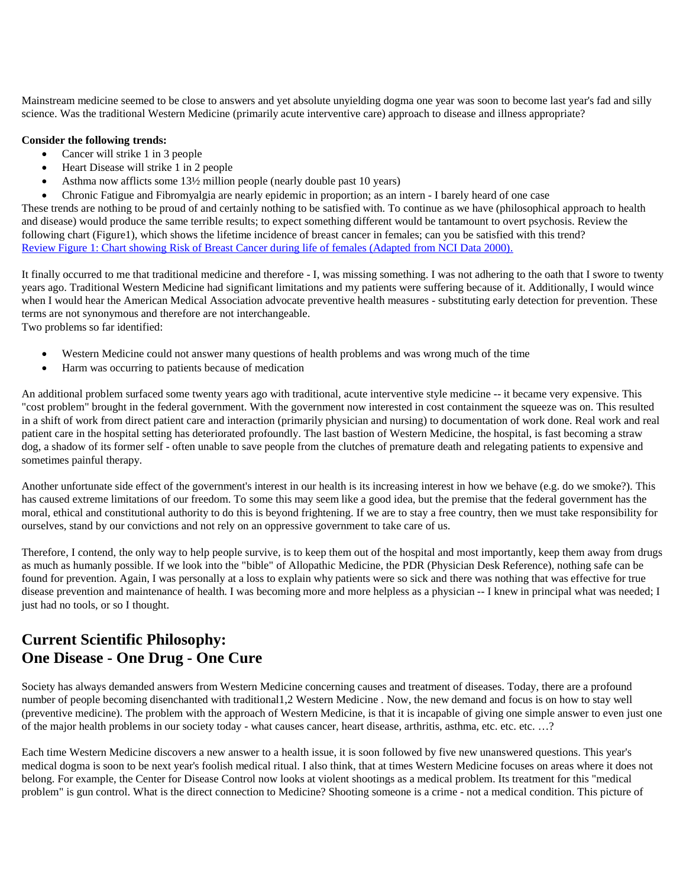Mainstream medicine seemed to be close to answers and yet absolute unyielding dogma one year was soon to become last year's fad and silly science. Was the traditional Western Medicine (primarily acute interventive care) approach to disease and illness appropriate?

**Consider the following trends:**

- Cancer will strike 1 in 3 people
- Heart Disease will strike 1 in 2 people
- Asthma now afflicts some 13½ million people (nearly double past 10 years)
- Chronic Fatigue and Fibromyalgia are nearly epidemic in proportion; as an intern - I barely heard of one case

These trends are nothing to be proud of and certainly nothing to be satisfied with. To continue as we have (philosophical approach to health and disease) would produce the same terrible results; to expect something different would be tantamount to overt psychosis. Review the following chart (Figure1), which shows the lifetime incidence of breast cancer in females; can you be satisfied with this trend?
Review Figure 1: Chart showing Risk of Breast Cancer during life of females (Adapted from NCI Data 2000).

It finally occurred to me that traditional medicine and therefore - I, was missing something. I was not adhering to the oath that I swore to twenty years ago. Traditional Western Medicine had significant limitations and my patients were suffering because of it. Additionally, I would wince when I would hear the American Medical Association advocate preventive health measures - substituting early detection for prevention. These terms are not synonymous and therefore are not interchangeable.
Two problems so far identified:

- Western Medicine could not answer many questions of health problems and was wrong much of the time
- Harm was occurring to patients because of medication

An additional problem surfaced some twenty years ago with traditional, acute interventive style medicine -- it became very expensive. This "cost problem" brought in the federal government. With the government now interested in cost containment the squeeze was on. This resulted in a shift of work from direct patient care and interaction (primarily physician and nursing) to documentation of work done. Real work and real patient care in the hospital setting has deteriorated profoundly. The last bastion of Western Medicine, the hospital, is fast becoming a straw dog, a shadow of its former self - often unable to save people from the clutches of premature death and relegating patients to expensive and sometimes painful therapy.

Another unfortunate side effect of the government's interest in our health is its increasing interest in how we behave (e.g. do we smoke?). This has caused extreme limitations of our freedom. To some this may seem like a good idea, but the premise that the federal government has the moral, ethical and constitutional authority to do this is beyond frightening. If we are to stay a free country, then we must take responsibility for ourselves, stand by our convictions and not rely on an oppressive government to take care of us.

Therefore, I contend, the only way to help people survive, is to keep them out of the hospital and most importantly, keep them away from drugs as much as humanly possible. If we look into the "bible" of Allopathic Medicine, the PDR (Physician Desk Reference), nothing safe can be found for prevention. Again, I was personally at a loss to explain why patients were so sick and there was nothing that was effective for true disease prevention and maintenance of health. I was becoming more and more helpless as a physician -- I knew in principal what was needed; I just had no tools, or so I thought.

## Current Scientific Philosophy:
## One Disease - One Drug - One Cure

Society has always demanded answers from Western Medicine concerning causes and treatment of diseases. Today, there are a profound number of people becoming disenchanted with traditional[1,2] Western Medicine . Now, the new demand and focus is on how to stay well (preventive medicine). The problem with the approach of Western Medicine, is that it is incapable of giving one simple answer to even just one of the major health problems in our society today - what causes cancer, heart disease, arthritis, asthma, etc. etc. etc. …?

Each time Western Medicine discovers a new answer to a health issue, it is soon followed by five new unanswered questions. This year's medical dogma is soon to be next year's foolish medical ritual. I also think, that at times Western Medicine focuses on areas where it does not belong. For example, the Center for Disease Control now looks at violent shootings as a medical problem. Its treatment for this "medical problem" is gun control. What is the direct connection to Medicine? Shooting someone is a crime - not a medical condition. This picture of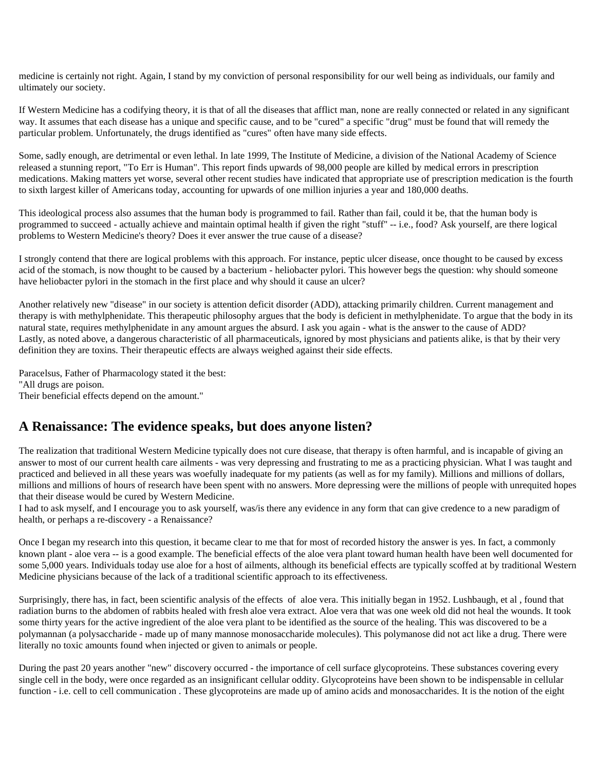medicine is certainly not right. Again, I stand by my conviction of personal responsibility for our well being as individuals, our family and ultimately our society.

If Western Medicine has a codifying theory, it is that of all the diseases that afflict man, none are really connected or related in any significant way. It assumes that each disease has a unique and specific cause, and to be "cured" a specific "drug" must be found that will remedy the particular problem. Unfortunately, the drugs identified as "cures" often have many side effects.

Some, sadly enough, are detrimental or even lethal. In late 1999, The Institute of Medicine, a division of the National Academy of Science released a stunning report, "To Err is Human". This report finds upwards of 98,000 people are killed by medical errors in prescription medications. Making matters yet worse, several other recent studies have indicated that appropriate use of prescription medication is the fourth to sixth largest killer of Americans today, accounting for upwards of one million injuries a year and 180,000 deaths.

This ideological process also assumes that the human body is programmed to fail. Rather than fail, could it be, that the human body is programmed to succeed - actually achieve and maintain optimal health if given the right "stuff" -- i.e., food? Ask yourself, are there logical problems to Western Medicine's theory? Does it ever answer the true cause of a disease?

I strongly contend that there are logical problems with this approach. For instance, peptic ulcer disease, once thought to be caused by excess acid of the stomach, is now thought to be caused by a bacterium - heliobacter pylori. This however begs the question: why should someone have heliobacter pylori in the stomach in the first place and why should it cause an ulcer?

Another relatively new "disease" in our society is attention deficit disorder (ADD), attacking primarily children. Current management and therapy is with methylphenidate. This therapeutic philosophy argues that the body is deficient in methylphenidate. To argue that the body in its natural state, requires methylphenidate in any amount argues the absurd. I ask you again - what is the answer to the cause of ADD?
Lastly, as noted above, a dangerous characteristic of all pharmaceuticals, ignored by most physicians and patients alike, is that by their very definition they are toxins. Their therapeutic effects are always weighed against their side effects.

Paracelsus, Father of Pharmacology stated it the best:
"All drugs are poison.
Their beneficial effects depend on the amount."

## A Renaissance: The evidence speaks, but does anyone listen?

The realization that traditional Western Medicine typically does not cure disease, that therapy is often harmful, and is incapable of giving an answer to most of our current health care ailments - was very depressing and frustrating to me as a practicing physician. What I was taught and practiced and believed in all these years was woefully inadequate for my patients (as well as for my family). Millions and millions of dollars, millions and millions of hours of research have been spent with no answers. More depressing were the millions of people with unrequited hopes that their disease would be cured by Western Medicine.
I had to ask myself, and I encourage you to ask yourself, was/is there any evidence in any form that can give credence to a new paradigm of health, or perhaps a re-discovery - a Renaissance?

Once I began my research into this question, it became clear to me that for most of recorded history the answer is yes. In fact, a commonly known plant - aloe vera -- is a good example. The beneficial effects of the aloe vera plant toward human health have been well documented for some 5,000 years. Individuals today use aloe for a host of ailments, although its beneficial effects are typically scoffed at by traditional Western Medicine physicians because of the lack of a traditional scientific approach to its effectiveness.

Surprisingly, there has, in fact, been scientific analysis of the effects of aloe vera. This initially began in 1952. Lushbaugh, et al , found that radiation burns to the abdomen of rabbits healed with fresh aloe vera extract. Aloe vera that was one week old did not heal the wounds. It took some thirty years for the active ingredient of the aloe vera plant to be identified as the source of the healing. This was discovered to be a polymannan (a polysaccharide - made up of many mannose monosaccharide molecules). This polymanose did not act like a drug. There were literally no toxic amounts found when injected or given to animals or people.

During the past 20 years another "new" discovery occurred - the importance of cell surface glycoproteins. These substances covering every single cell in the body, were once regarded as an insignificant cellular oddity. Glycoproteins have been shown to be indispensable in cellular function - i.e. cell to cell communication . These glycoproteins are made up of amino acids and monosaccharides. It is the notion of the eight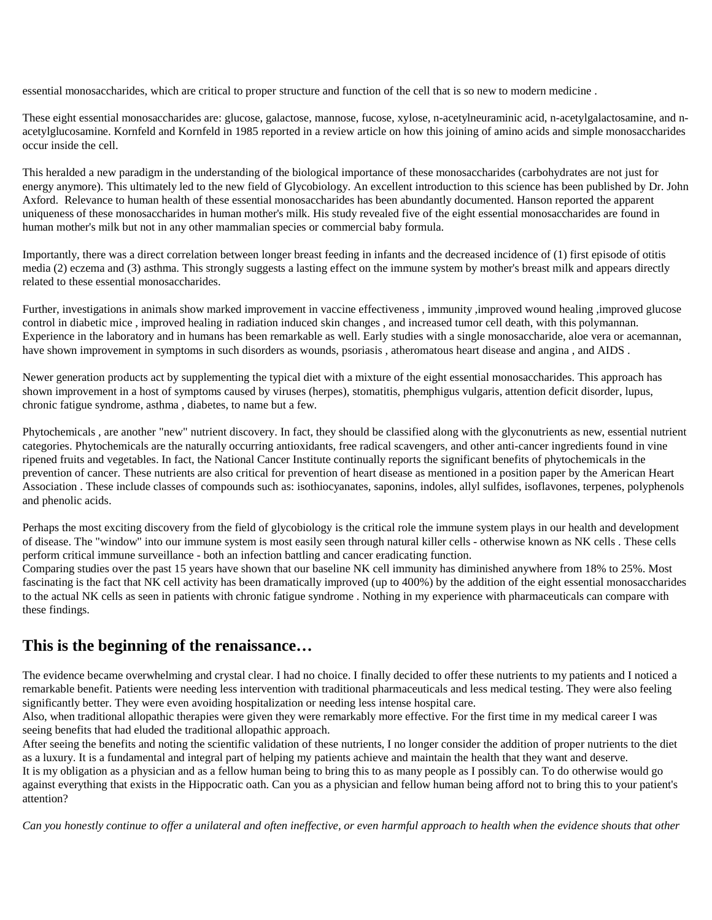essential monosaccharides, which are critical to proper structure and function of the cell that is so new to modern medicine .

These eight essential monosaccharides are: glucose, galactose, mannose, fucose, xylose, n-acetylneuraminic acid, n-acetylgalactosamine, and n-acetylglucosamine. Kornfeld and Kornfeld in 1985 reported in a review article on how this joining of amino acids and simple monosaccharides occur inside the cell.

This heralded a new paradigm in the understanding of the biological importance of these monosaccharides (carbohydrates are not just for energy anymore). This ultimately led to the new field of Glycobiology. An excellent introduction to this science has been published by Dr. John Axford. Relevance to human health of these essential monosaccharides has been abundantly documented. Hanson reported the apparent uniqueness of these monosaccharides in human mother's milk. His study revealed five of the eight essential monosaccharides are found in human mother's milk but not in any other mammalian species or commercial baby formula.

Importantly, there was a direct correlation between longer breast feeding in infants and the decreased incidence of (1) first episode of otitis media (2) eczema and (3) asthma. This strongly suggests a lasting effect on the immune system by mother's breast milk and appears directly related to these essential monosaccharides.

Further, investigations in animals show marked improvement in vaccine effectiveness , immunity ,improved wound healing ,improved glucose control in diabetic mice , improved healing in radiation induced skin changes , and increased tumor cell death, with this polymannan. Experience in the laboratory and in humans has been remarkable as well. Early studies with a single monosaccharide, aloe vera or acemannan, have shown improvement in symptoms in such disorders as wounds, psoriasis , atheromatous heart disease and angina , and AIDS .

Newer generation products act by supplementing the typical diet with a mixture of the eight essential monosaccharides. This approach has shown improvement in a host of symptoms caused by viruses (herpes), stomatitis, phemphigus vulgaris, attention deficit disorder, lupus, chronic fatigue syndrome, asthma , diabetes, to name but a few.

Phytochemicals , are another "new" nutrient discovery. In fact, they should be classified along with the glyconutrients as new, essential nutrient categories. Phytochemicals are the naturally occurring antioxidants, free radical scavengers, and other anti-cancer ingredients found in vine ripened fruits and vegetables. In fact, the National Cancer Institute continually reports the significant benefits of phytochemicals in the prevention of cancer. These nutrients are also critical for prevention of heart disease as mentioned in a position paper by the American Heart Association . These include classes of compounds such as: isothiocyanates, saponins, indoles, allyl sulfides, isoflavones, terpenes, polyphenols and phenolic acids.

Perhaps the most exciting discovery from the field of glycobiology is the critical role the immune system plays in our health and development of disease. The "window" into our immune system is most easily seen through natural killer cells - otherwise known as NK cells . These cells perform critical immune surveillance - both an infection battling and cancer eradicating function.
Comparing studies over the past 15 years have shown that our baseline NK cell immunity has diminished anywhere from 18% to 25%. Most fascinating is the fact that NK cell activity has been dramatically improved (up to 400%) by the addition of the eight essential monosaccharides to the actual NK cells as seen in patients with chronic fatigue syndrome . Nothing in my experience with pharmaceuticals can compare with these findings.

## This is the beginning of the renaissance…

The evidence became overwhelming and crystal clear. I had no choice. I finally decided to offer these nutrients to my patients and I noticed a remarkable benefit. Patients were needing less intervention with traditional pharmaceuticals and less medical testing. They were also feeling significantly better. They were even avoiding hospitalization or needing less intense hospital care.
Also, when traditional allopathic therapies were given they were remarkably more effective. For the first time in my medical career I was seeing benefits that had eluded the traditional allopathic approach.
After seeing the benefits and noting the scientific validation of these nutrients, I no longer consider the addition of proper nutrients to the diet as a luxury. It is a fundamental and integral part of helping my patients achieve and maintain the health that they want and deserve.
It is my obligation as a physician and as a fellow human being to bring this to as many people as I possibly can. To do otherwise would go against everything that exists in the Hippocratic oath. Can you as a physician and fellow human being afford not to bring this to your patient's attention?

*Can you honestly continue to offer a unilateral and often ineffective, or even harmful approach to health when the evidence shouts that other*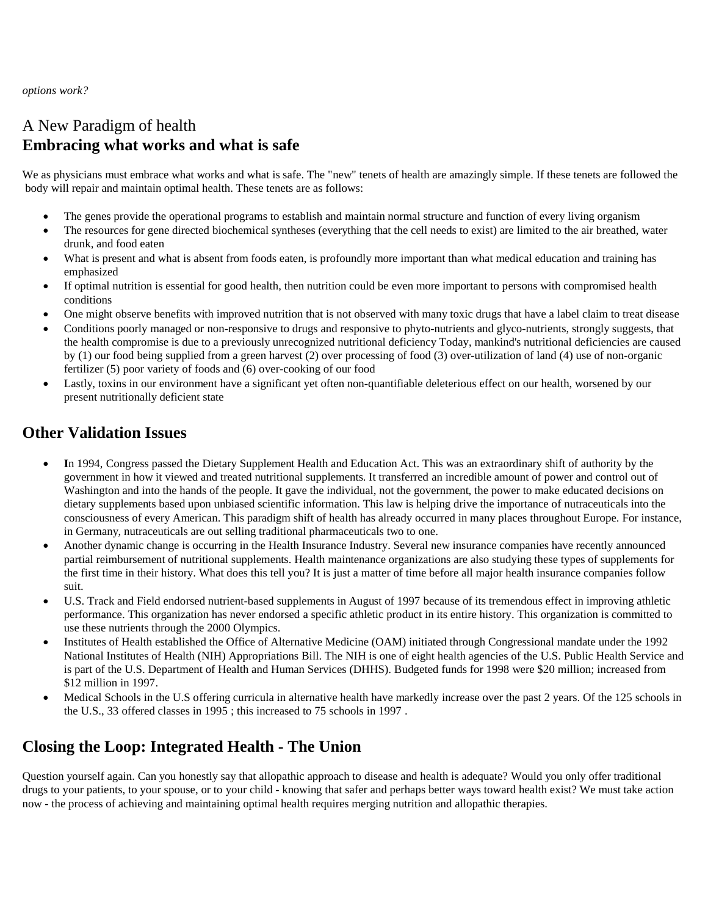*options work?*

## A New Paradigm of health
## **Embracing what works and what is safe**

We as physicians must embrace what works and what is safe. The "new" tenets of health are amazingly simple. If these tenets are followed the body will repair and maintain optimal health. These tenets are as follows:

- The genes provide the operational programs to establish and maintain normal structure and function of every living organism
- The resources for gene directed biochemical syntheses (everything that the cell needs to exist) are limited to the air breathed, water drunk, and food eaten
- What is present and what is absent from foods eaten, is profoundly more important than what medical education and training has emphasized
- If optimal nutrition is essential for good health, then nutrition could be even more important to persons with compromised health conditions
- One might observe benefits with improved nutrition that is not observed with many toxic drugs that have a label claim to treat disease
- Conditions poorly managed or non-responsive to drugs and responsive to phyto-nutrients and glyco-nutrients, strongly suggests, that the health compromise is due to a previously unrecognized nutritional deficiency Today, mankind's nutritional deficiencies are caused by (1) our food being supplied from a green harvest (2) over processing of food (3) over-utilization of land (4) use of non-organic fertilizer (5) poor variety of foods and (6) over-cooking of our food
- Lastly, toxins in our environment have a significant yet often non-quantifiable deleterious effect on our health, worsened by our present nutritionally deficient state

## **Other Validation Issues**

- **I**n 1994, Congress passed the Dietary Supplement Health and Education Act. This was an extraordinary shift of authority by the government in how it viewed and treated nutritional supplements. It transferred an incredible amount of power and control out of Washington and into the hands of the people. It gave the individual, not the government, the power to make educated decisions on dietary supplements based upon unbiased scientific information. This law is helping drive the importance of nutraceuticals into the consciousness of every American. This paradigm shift of health has already occurred in many places throughout Europe. For instance, in Germany, nutraceuticals are out selling traditional pharmaceuticals two to one.
- Another dynamic change is occurring in the Health Insurance Industry. Several new insurance companies have recently announced partial reimbursement of nutritional supplements. Health maintenance organizations are also studying these types of supplements for the first time in their history. What does this tell you? It is just a matter of time before all major health insurance companies follow suit.
- U.S. Track and Field endorsed nutrient-based supplements in August of 1997 because of its tremendous effect in improving athletic performance. This organization has never endorsed a specific athletic product in its entire history. This organization is committed to use these nutrients through the 2000 Olympics.
- Institutes of Health established the Office of Alternative Medicine (OAM) initiated through Congressional mandate under the 1992 National Institutes of Health (NIH) Appropriations Bill. The NIH is one of eight health agencies of the U.S. Public Health Service and is part of the U.S. Department of Health and Human Services (DHHS). Budgeted funds for 1998 were $20 million; increased from $12 million in 1997.
- Medical Schools in the U.S offering curricula in alternative health have markedly increase over the past 2 years. Of the 125 schools in the U.S., 33 offered classes in 1995 ; this increased to 75 schools in 1997 .

## **Closing the Loop: Integrated Health - The Union**

Question yourself again. Can you honestly say that allopathic approach to disease and health is adequate? Would you only offer traditional drugs to your patients, to your spouse, or to your child - knowing that safer and perhaps better ways toward health exist? We must take action now - the process of achieving and maintaining optimal health requires merging nutrition and allopathic therapies.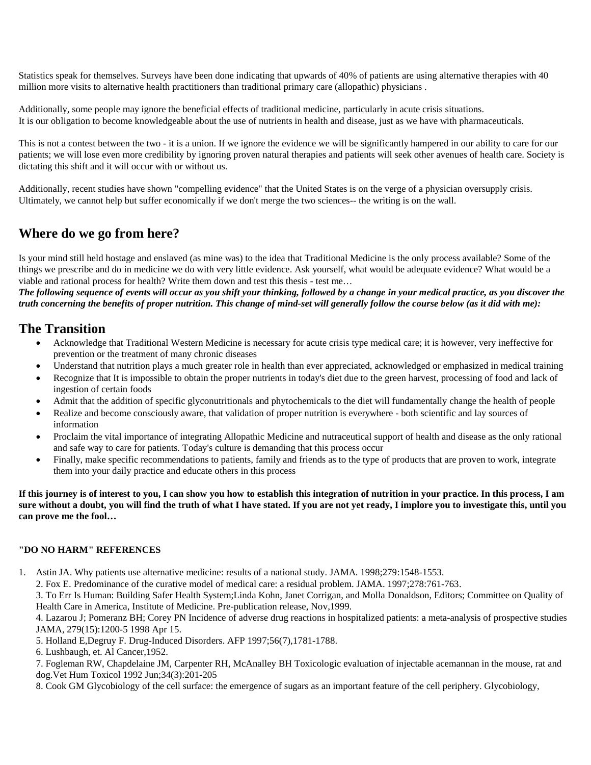Statistics speak for themselves. Surveys have been done indicating that upwards of 40% of patients are using alternative therapies with 40 million more visits to alternative health practitioners than traditional primary care (allopathic) physicians .

Additionally, some people may ignore the beneficial effects of traditional medicine, particularly in acute crisis situations.
It is our obligation to become knowledgeable about the use of nutrients in health and disease, just as we have with pharmaceuticals.

This is not a contest between the two - it is a union. If we ignore the evidence we will be significantly hampered in our ability to care for our patients; we will lose even more credibility by ignoring proven natural therapies and patients will seek other avenues of health care. Society is dictating this shift and it will occur with or without us.

Additionally, recent studies have shown "compelling evidence" that the United States is on the verge of a physician oversupply crisis. Ultimately, we cannot help but suffer economically if we don't merge the two sciences-- the writing is on the wall.

## Where do we go from here?

Is your mind still held hostage and enslaved (as mine was) to the idea that Traditional Medicine is the only process available? Some of the things we prescribe and do in medicine we do with very little evidence. Ask yourself, what would be adequate evidence? What would be a viable and rational process for health? Write them down and test this thesis - test me…
***The following sequence of events will occur as you shift your thinking, followed by a change in your medical practice, as you discover the truth concerning the benefits of proper nutrition. This change of mind-set will generally follow the course below (as it did with me):***

## The Transition

- Acknowledge that Traditional Western Medicine is necessary for acute crisis type medical care; it is however, very ineffective for prevention or the treatment of many chronic diseases
- Understand that nutrition plays a much greater role in health than ever appreciated, acknowledged or emphasized in medical training
- Recognize that It is impossible to obtain the proper nutrients in today's diet due to the green harvest, processing of food and lack of ingestion of certain foods
- Admit that the addition of specific glyconutritionals and phytochemicals to the diet will fundamentally change the health of people
- Realize and become consciously aware, that validation of proper nutrition is everywhere - both scientific and lay sources of information
- Proclaim the vital importance of integrating Allopathic Medicine and nutraceutical support of health and disease as the only rational and safe way to care for patients. Today's culture is demanding that this process occur
- Finally, make specific recommendations to patients, family and friends as to the type of products that are proven to work, integrate them into your daily practice and educate others in this process

**If this journey is of interest to you, I can show you how to establish this integration of nutrition in your practice. In this process, I am sure without a doubt, you will find the truth of what I have stated. If you are not yet ready, I implore you to investigate this, until you can prove me the fool…**

#### "DO NO HARM" REFERENCES

1. Astin JA. Why patients use alternative medicine: results of a national study. JAMA. 1998;279:1548-1553.
2. Fox E. Predominance of the curative model of medical care: a residual problem. JAMA. 1997;278:761-763.
3. To Err Is Human: Building Safer Health System;Linda Kohn, Janet Corrigan, and Molla Donaldson, Editors; Committee on Quality of Health Care in America, Institute of Medicine. Pre-publication release, Nov,1999.
4. Lazarou J; Pomeranz BH; Corey PN Incidence of adverse drug reactions in hospitalized patients: a meta-analysis of prospective studies JAMA, 279(15):1200-5 1998 Apr 15.
5. Holland E,Degruy F. Drug-Induced Disorders. AFP 1997;56(7),1781-1788.
6. Lushbaugh, et. Al Cancer,1952.
7. Fogleman RW, Chapdelaine JM, Carpenter RH, McAnalley BH Toxicologic evaluation of injectable acemannan in the mouse, rat and dog.Vet Hum Toxicol 1992 Jun;34(3):201-205
8. Cook GM Glycobiology of the cell surface: the emergence of sugars as an important feature of the cell periphery. Glycobiology,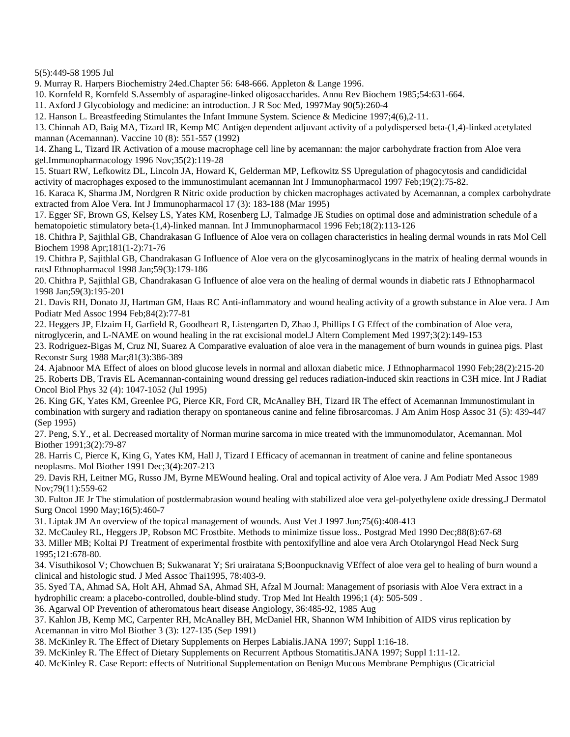5(5):449-58 1995 Jul

9. Murray R. Harpers Biochemistry 24ed.Chapter 56: 648-666. Appleton & Lange 1996.

10. Kornfeld R, Kornfeld S.Assembly of asparagine-linked oligosaccharides. Annu Rev Biochem 1985;54:631-664.

11. Axford J Glycobiology and medicine: an introduction. J R Soc Med, 1997May 90(5):260-4

12. Hanson L. Breastfeeding Stimulantes the Infant Immune System. Science & Medicine 1997;4(6),2-11.

13. Chinnah AD, Baig MA, Tizard IR, Kemp MC Antigen dependent adjuvant activity of a polydispersed beta-(1,4)-linked acetylated mannan (Acemannan). Vaccine 10 (8): 551-557 (1992)

14. Zhang L, Tizard IR Activation of a mouse macrophage cell line by acemannan: the major carbohydrate fraction from Aloe vera gel.Immunopharmacology 1996 Nov;35(2):119-28

15. Stuart RW, Lefkowitz DL, Lincoln JA, Howard K, Gelderman MP, Lefkowitz SS Upregulation of phagocytosis and candidicidal activity of macrophages exposed to the immunostimulant acemannan Int J Immunopharmacol 1997 Feb;19(2):75-82.

16. Karaca K, Sharma JM, Nordgren R Nitric oxide production by chicken macrophages activated by Acemannan, a complex carbohydrate extracted from Aloe Vera. Int J Immunopharmacol 17 (3): 183-188 (Mar 1995)

17. Egger SF, Brown GS, Kelsey LS, Yates KM, Rosenberg LJ, Talmadge JE Studies on optimal dose and administration schedule of a hematopoietic stimulatory beta-(1,4)-linked mannan. Int J Immunopharmacol 1996 Feb;18(2):113-126

18. Chithra P, Sajithlal GB, Chandrakasan G Influence of Aloe vera on collagen characteristics in healing dermal wounds in rats Mol Cell Biochem 1998 Apr;181(1-2):71-76

19. Chithra P, Sajithlal GB, Chandrakasan G Influence of Aloe vera on the glycosaminoglycans in the matrix of healing dermal wounds in ratsJ Ethnopharmacol 1998 Jan;59(3):179-186

20. Chithra P, Sajithlal GB, Chandrakasan G Influence of aloe vera on the healing of dermal wounds in diabetic rats J Ethnopharmacol 1998 Jan;59(3):195-201

21. Davis RH, Donato JJ, Hartman GM, Haas RC Anti-inflammatory and wound healing activity of a growth substance in Aloe vera. J Am Podiatr Med Assoc 1994 Feb;84(2):77-81

22. Heggers JP, Elzaim H, Garfield R, Goodheart R, Listengarten D, Zhao J, Phillips LG Effect of the combination of Aloe vera, nitroglycerin, and L-NAME on wound healing in the rat excisional model.J Altern Complement Med 1997;3(2):149-153

23. Rodriguez-Bigas M, Cruz NI, Suarez A Comparative evaluation of aloe vera in the management of burn wounds in guinea pigs. Plast Reconstr Surg 1988 Mar;81(3):386-389

24. Ajabnoor MA Effect of aloes on blood glucose levels in normal and alloxan diabetic mice. J Ethnopharmacol 1990 Feb;28(2):215-20

25. Roberts DB, Travis EL Acemannan-containing wound dressing gel reduces radiation-induced skin reactions in C3H mice. Int J Radiat Oncol Biol Phys 32 (4): 1047-1052 (Jul 1995)

26. King GK, Yates KM, Greenlee PG, Pierce KR, Ford CR, McAnalley BH, Tizard IR The effect of Acemannan Immunostimulant in combination with surgery and radiation therapy on spontaneous canine and feline fibrosarcomas. J Am Anim Hosp Assoc 31 (5): 439-447 (Sep 1995)

27. Peng, S.Y., et al. Decreased mortality of Norman murine sarcoma in mice treated with the immunomodulator, Acemannan. Mol Biother 1991;3(2):79-87

28. Harris C, Pierce K, King G, Yates KM, Hall J, Tizard I Efficacy of acemannan in treatment of canine and feline spontaneous neoplasms. Mol Biother 1991 Dec;3(4):207-213

29. Davis RH, Leitner MG, Russo JM, Byrne MEWound healing. Oral and topical activity of Aloe vera. J Am Podiatr Med Assoc 1989 Nov;79(11):559-62

30. Fulton JE Jr The stimulation of postdermabrasion wound healing with stabilized aloe vera gel-polyethylene oxide dressing.J Dermatol Surg Oncol 1990 May;16(5):460-7

31. Liptak JM An overview of the topical management of wounds. Aust Vet J 1997 Jun;75(6):408-413

32. McCauley RL, Heggers JP, Robson MC Frostbite. Methods to minimize tissue loss.. Postgrad Med 1990 Dec;88(8):67-68

33. Miller MB; Koltai PJ Treatment of experimental frostbite with pentoxifylline and aloe vera Arch Otolaryngol Head Neck Surg 1995;121:678-80.

34. Visuthikosol V; Chowchuen B; Sukwanarat Y; Sri urairatana S;Boonpucknavig VEffect of aloe vera gel to healing of burn wound a clinical and histologic stud. J Med Assoc Thai1995, 78:403-9.

35. Syed TA, Ahmad SA, Holt AH, Ahmad SA, Ahmad SH, Afzal M Journal: Management of psoriasis with Aloe Vera extract in a hydrophilic cream: a placebo-controlled, double-blind study. Trop Med Int Health 1996;1 (4): 505-509 .

36. Agarwal OP Prevention of atheromatous heart disease Angiology, 36:485-92, 1985 Aug

37. Kahlon JB, Kemp MC, Carpenter RH, McAnalley BH, McDaniel HR, Shannon WM Inhibition of AIDS virus replication by Acemannan in vitro Mol Biother 3 (3): 127-135 (Sep 1991)

38. McKinley R. The Effect of Dietary Supplements on Herpes Labialis.JANA 1997; Suppl 1:16-18.

39. McKinley R. The Effect of Dietary Supplements on Recurrent Apthous Stomatitis.JANA 1997; Suppl 1:11-12.

40. McKinley R. Case Report: effects of Nutritional Supplementation on Benign Mucous Membrane Pemphigus (Cicatricial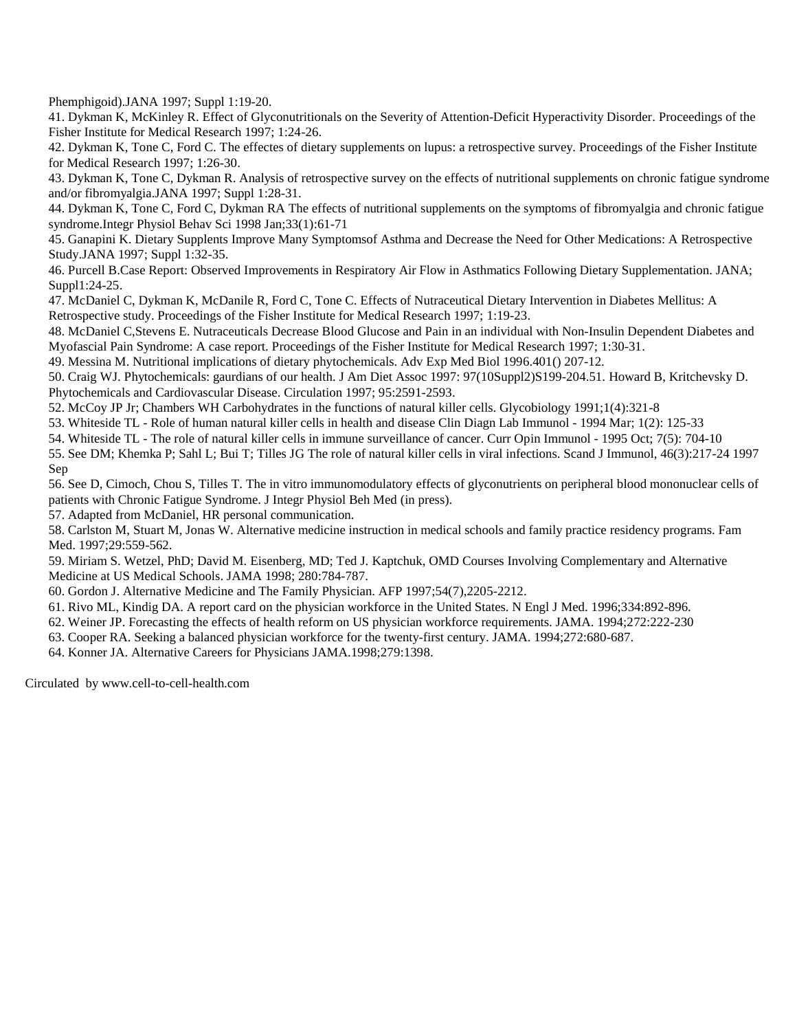Phemphigoid).JANA 1997; Suppl 1:19-20.

41. Dykman K, McKinley R. Effect of Glyconutritionals on the Severity of Attention-Deficit Hyperactivity Disorder. Proceedings of the Fisher Institute for Medical Research 1997; 1:24-26.

42. Dykman K, Tone C, Ford C. The effectes of dietary supplements on lupus: a retrospective survey. Proceedings of the Fisher Institute for Medical Research 1997; 1:26-30.

43. Dykman K, Tone C, Dykman R. Analysis of retrospective survey on the effects of nutritional supplements on chronic fatigue syndrome and/or fibromyalgia.JANA 1997; Suppl 1:28-31.

44. Dykman K, Tone C, Ford C, Dykman RA The effects of nutritional supplements on the symptoms of fibromyalgia and chronic fatigue syndrome.Integr Physiol Behav Sci 1998 Jan;33(1):61-71

45. Ganapini K. Dietary Supplents Improve Many Symptomsof Asthma and Decrease the Need for Other Medications: A Retrospective Study.JANA 1997; Suppl 1:32-35.

46. Purcell B.Case Report: Observed Improvements in Respiratory Air Flow in Asthmatics Following Dietary Supplementation. JANA; Suppl1:24-25.

47. McDaniel C, Dykman K, McDanile R, Ford C, Tone C. Effects of Nutraceutical Dietary Intervention in Diabetes Mellitus: A Retrospective study. Proceedings of the Fisher Institute for Medical Research 1997; 1:19-23.

48. McDaniel C,Stevens E. Nutraceuticals Decrease Blood Glucose and Pain in an individual with Non-Insulin Dependent Diabetes and Myofascial Pain Syndrome: A case report. Proceedings of the Fisher Institute for Medical Research 1997; 1:30-31.

49. Messina M. Nutritional implications of dietary phytochemicals. Adv Exp Med Biol 1996.401() 207-12.

50. Craig WJ. Phytochemicals: gaurdians of our health. J Am Diet Assoc 1997: 97(10Suppl2)S199-204.51. Howard B, Kritchevsky D. Phytochemicals and Cardiovascular Disease. Circulation 1997; 95:2591-2593.

52. McCoy JP Jr; Chambers WH Carbohydrates in the functions of natural killer cells. Glycobiology 1991;1(4):321-8

53. Whiteside TL - Role of human natural killer cells in health and disease Clin Diagn Lab Immunol - 1994 Mar; 1(2): 125-33

54. Whiteside TL - The role of natural killer cells in immune surveillance of cancer. Curr Opin Immunol - 1995 Oct; 7(5): 704-10

55. See DM; Khemka P; Sahl L; Bui T; Tilles JG The role of natural killer cells in viral infections. Scand J Immunol, 46(3):217-24 1997 Sep

56. See D, Cimoch, Chou S, Tilles T. The in vitro immunomodulatory effects of glyconutrients on peripheral blood mononuclear cells of patients with Chronic Fatigue Syndrome. J Integr Physiol Beh Med (in press).

57. Adapted from McDaniel, HR personal communication.

58. Carlston M, Stuart M, Jonas W. Alternative medicine instruction in medical schools and family practice residency programs. Fam Med. 1997;29:559-562.

59. Miriam S. Wetzel, PhD; David M. Eisenberg, MD; Ted J. Kaptchuk, OMD Courses Involving Complementary and Alternative Medicine at US Medical Schools. JAMA 1998; 280:784-787.

60. Gordon J. Alternative Medicine and The Family Physician. AFP 1997;54(7),2205-2212.

61. Rivo ML, Kindig DA. A report card on the physician workforce in the United States. N Engl J Med. 1996;334:892-896.

62. Weiner JP. Forecasting the effects of health reform on US physician workforce requirements. JAMA. 1994;272:222-230

63. Cooper RA. Seeking a balanced physician workforce for the twenty-first century. JAMA. 1994;272:680-687.

64. Konner JA. Alternative Careers for Physicians JAMA.1998;279:1398.

Circulated by www.cell-to-cell-health.com